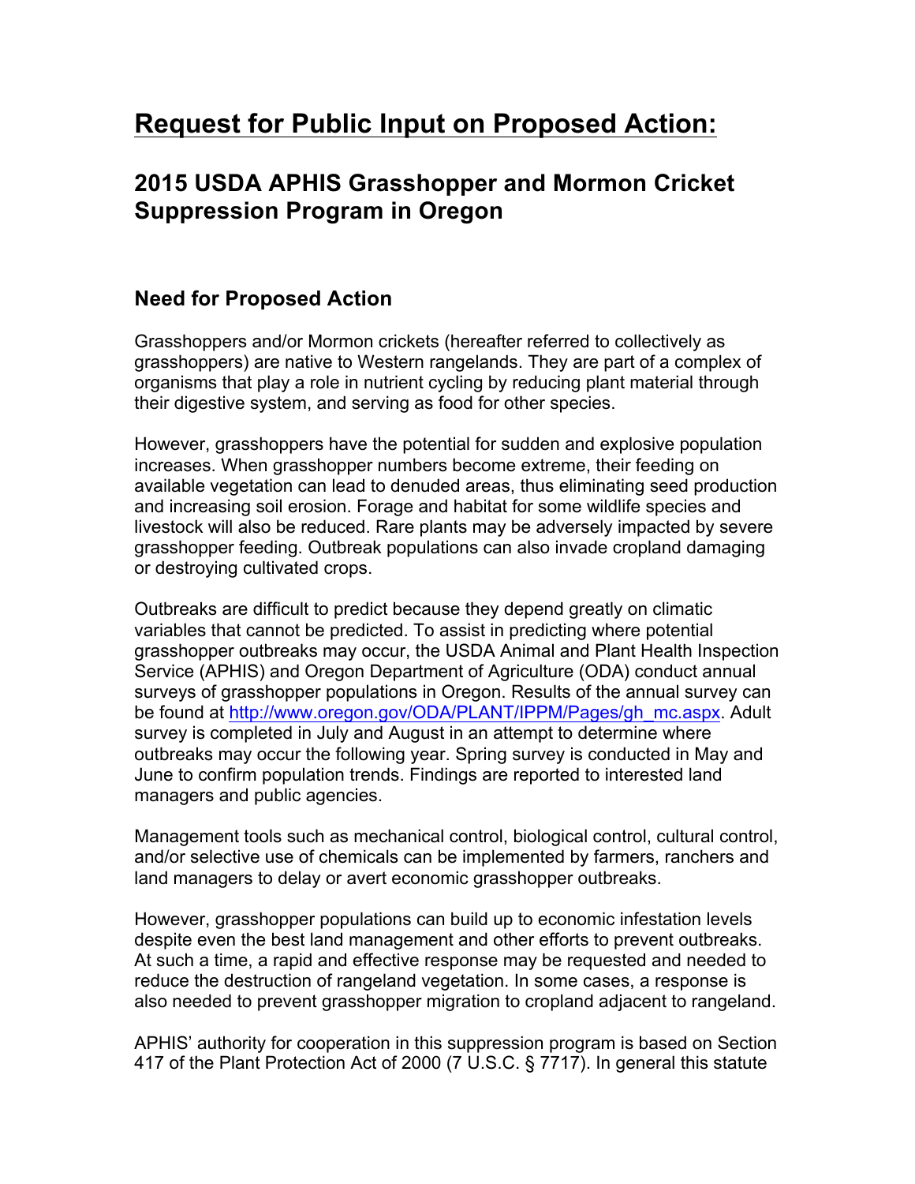# Request for Public Input on Proposed Action:

## 2015 USDA APHIS Grasshopper and Mormon Cricket Suppression Program in Oregon

### Need for Proposed Action

Grasshoppers and/or Mormon crickets (hereafter referred to collectively as grasshoppers) are native to Western rangelands. They are part of a complex of organisms that play a role in nutrient cycling by reducing plant material through their digestive system, and serving as food for other species.

However, grasshoppers have the potential for sudden and explosive population increases. When grasshopper numbers become extreme, their feeding on available vegetation can lead to denuded areas, thus eliminating seed production and increasing soil erosion. Forage and habitat for some wildlife species and livestock will also be reduced. Rare plants may be adversely impacted by severe grasshopper feeding. Outbreak populations can also invade cropland damaging or destroying cultivated crops.

Outbreaks are difficult to predict because they depend greatly on climatic variables that cannot be predicted. To assist in predicting where potential grasshopper outbreaks may occur, the USDA Animal and Plant Health Inspection Service (APHIS) and Oregon Department of Agriculture (ODA) conduct annual surveys of grasshopper populations in Oregon. Results of the annual survey can be found at [http://www.oregon.gov/ODA/PLANT/IPPM/Pages/gh_mc.aspx](http://www.oregon.gov/ODA/PLANT/IPPM/Pages/gh_mc.aspx). Adult survey is completed in July and August in an attempt to determine where outbreaks may occur the following year. Spring survey is conducted in May and June to confirm population trends. Findings are reported to interested land managers and public agencies.

Management tools such as mechanical control, biological control, cultural control, and/or selective use of chemicals can be implemented by farmers, ranchers and land managers to delay or avert economic grasshopper outbreaks.

However, grasshopper populations can build up to economic infestation levels despite even the best land management and other efforts to prevent outbreaks. At such a time, a rapid and effective response may be requested and needed to reduce the destruction of rangeland vegetation. In some cases, a response is also needed to prevent grasshopper migration to cropland adjacent to rangeland.

APHIS' authority for cooperation in this suppression program is based on Section 417 of the Plant Protection Act of 2000 (7 U.S.C. § 7717). In general this statute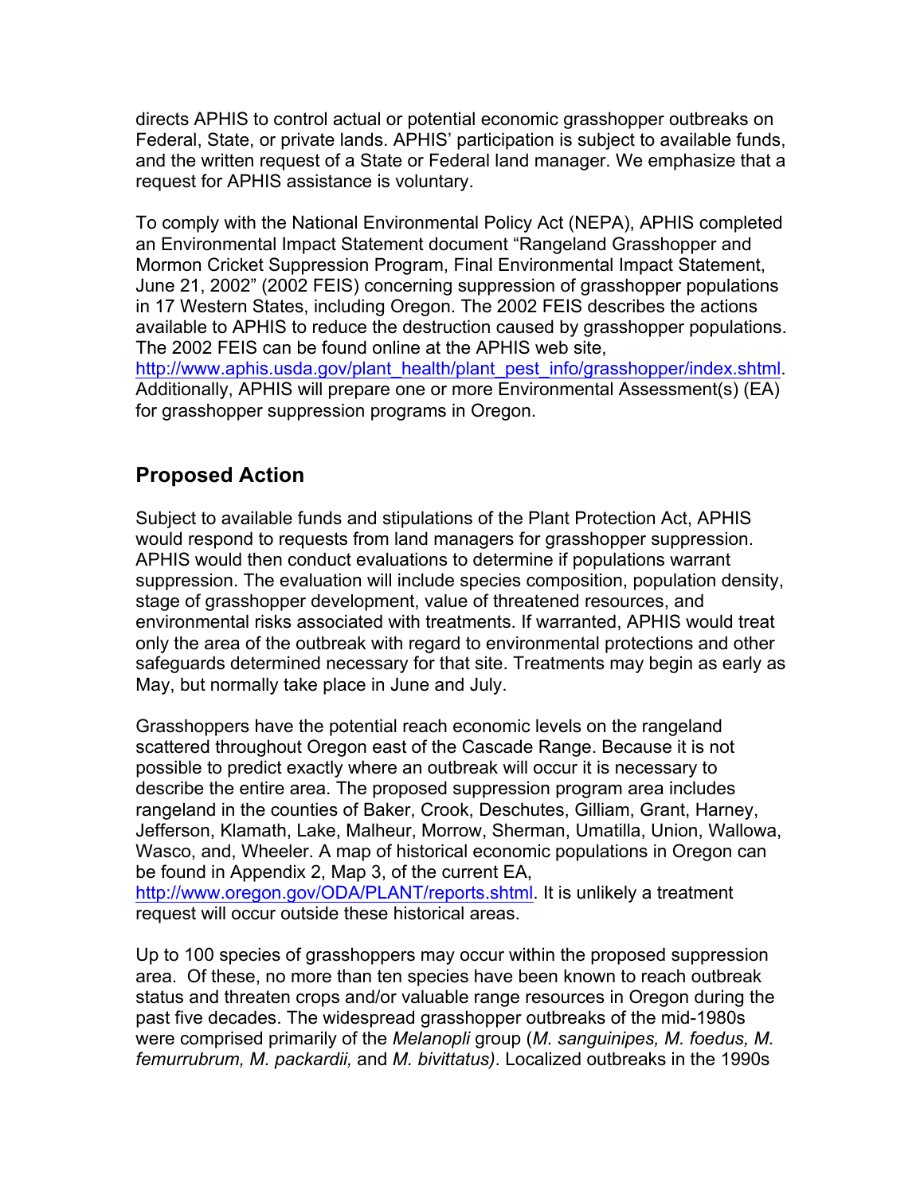directs APHIS to control actual or potential economic grasshopper outbreaks on Federal, State, or private lands. APHIS' participation is subject to available funds, and the written request of a State or Federal land manager. We emphasize that a request for APHIS assistance is voluntary.

To comply with the National Environmental Policy Act (NEPA), APHIS completed an Environmental Impact Statement document "Rangeland Grasshopper and Mormon Cricket Suppression Program, Final Environmental Impact Statement, June 21, 2002" (2002 FEIS) concerning suppression of grasshopper populations in 17 Western States, including Oregon. The 2002 FEIS describes the actions available to APHIS to reduce the destruction caused by grasshopper populations. The 2002 FEIS can be found online at the APHIS web site, http://www.aphis.usda.gov/plant_health/plant_pest_info/grasshopper/index.shtml. Additionally, APHIS will prepare one or more Environmental Assessment(s) (EA) for grasshopper suppression programs in Oregon.

## Proposed Action

Subject to available funds and stipulations of the Plant Protection Act, APHIS would respond to requests from land managers for grasshopper suppression. APHIS would then conduct evaluations to determine if populations warrant suppression. The evaluation will include species composition, population density, stage of grasshopper development, value of threatened resources, and environmental risks associated with treatments. If warranted, APHIS would treat only the area of the outbreak with regard to environmental protections and other safeguards determined necessary for that site. Treatments may begin as early as May, but normally take place in June and July.

Grasshoppers have the potential reach economic levels on the rangeland scattered throughout Oregon east of the Cascade Range. Because it is not possible to predict exactly where an outbreak will occur it is necessary to describe the entire area. The proposed suppression program area includes rangeland in the counties of Baker, Crook, Deschutes, Gilliam, Grant, Harney, Jefferson, Klamath, Lake, Malheur, Morrow, Sherman, Umatilla, Union, Wallowa, Wasco, and, Wheeler. A map of historical economic populations in Oregon can be found in Appendix 2, Map 3, of the current EA, http://www.oregon.gov/ODA/PLANT/reports.shtml. It is unlikely a treatment request will occur outside these historical areas.

Up to 100 species of grasshoppers may occur within the proposed suppression area. Of these, no more than ten species have been known to reach outbreak status and threaten crops and/or valuable range resources in Oregon during the past five decades. The widespread grasshopper outbreaks of the mid-1980s were comprised primarily of the *Melanopli* group (*M. sanguinipes, M. foedus, M. femurrubrum, M. packardii,* and *M. bivittatus)*. Localized outbreaks in the 1990s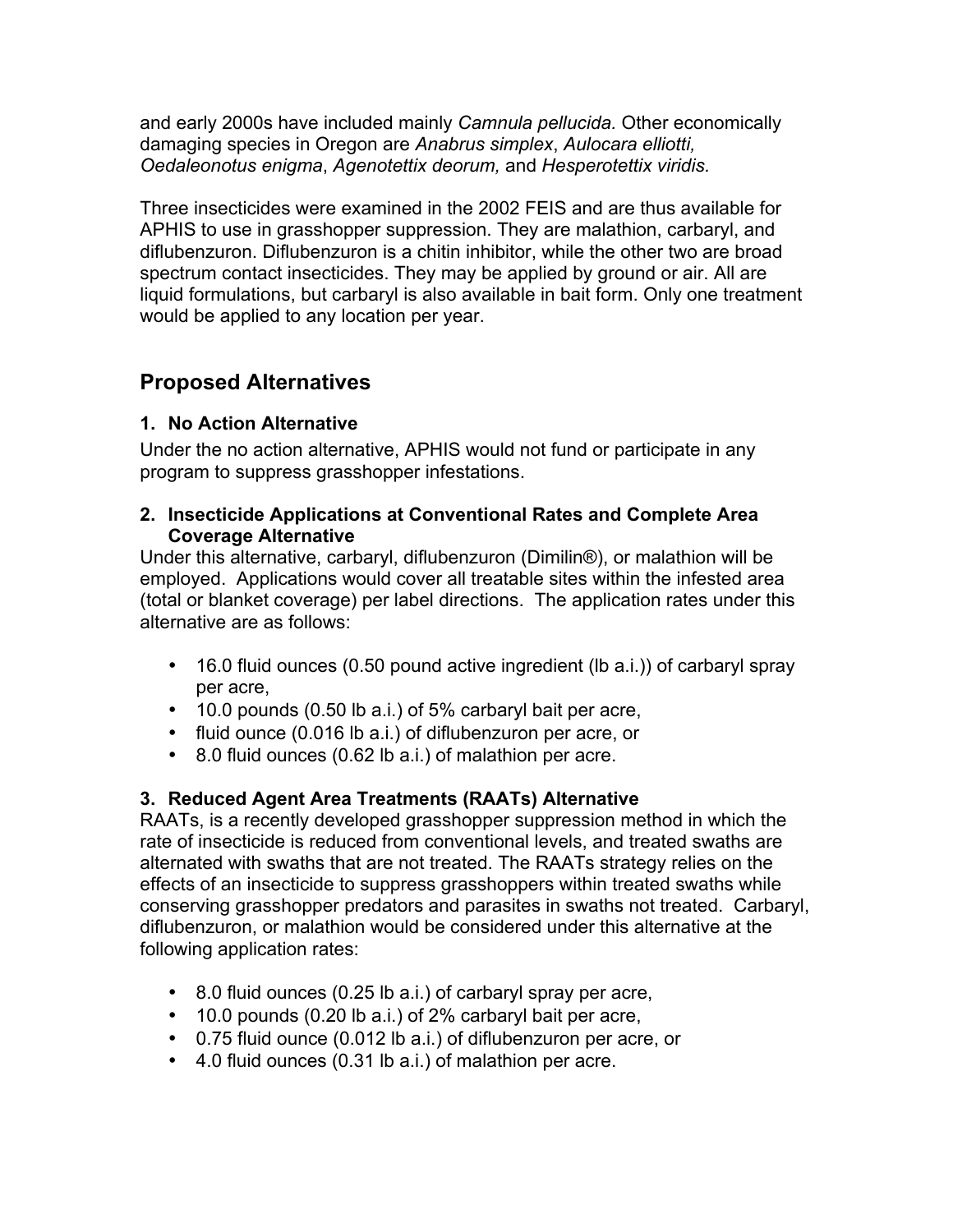and early 2000s have included mainly *Camnula pellucida.* Other economically damaging species in Oregon are *Anabrus simplex*, *Aulocara elliotti, Oedaleonotus enigma*, *Agenotettix deorum,* and *Hesperotettix viridis.*

Three insecticides were examined in the 2002 FEIS and are thus available for APHIS to use in grasshopper suppression. They are malathion, carbaryl, and diflubenzuron. Diflubenzuron is a chitin inhibitor, while the other two are broad spectrum contact insecticides. They may be applied by ground or air. All are liquid formulations, but carbaryl is also available in bait form. Only one treatment would be applied to any location per year.

## Proposed Alternatives

### 1. No Action Alternative

Under the no action alternative, APHIS would not fund or participate in any program to suppress grasshopper infestations.

### 2. Insecticide Applications at Conventional Rates and Complete Area Coverage Alternative

Under this alternative, carbaryl, diflubenzuron (Dimilin®), or malathion will be employed. Applications would cover all treatable sites within the infested area (total or blanket coverage) per label directions. The application rates under this alternative are as follows:

- 16.0 fluid ounces (0.50 pound active ingredient (lb a.i.)) of carbaryl spray per acre,
- 10.0 pounds (0.50 lb a.i.) of 5% carbaryl bait per acre,
- fluid ounce (0.016 lb a.i.) of diflubenzuron per acre, or
- 8.0 fluid ounces (0.62 lb a.i.) of malathion per acre.

### 3. Reduced Agent Area Treatments (RAATs) Alternative

RAATs, is a recently developed grasshopper suppression method in which the rate of insecticide is reduced from conventional levels, and treated swaths are alternated with swaths that are not treated. The RAATs strategy relies on the effects of an insecticide to suppress grasshoppers within treated swaths while conserving grasshopper predators and parasites in swaths not treated. Carbaryl, diflubenzuron, or malathion would be considered under this alternative at the following application rates:

- 8.0 fluid ounces (0.25 lb a.i.) of carbaryl spray per acre,
- 10.0 pounds (0.20 lb a.i.) of 2% carbaryl bait per acre,
- 0.75 fluid ounce (0.012 lb a.i.) of diflubenzuron per acre, or
- 4.0 fluid ounces (0.31 lb a.i.) of malathion per acre.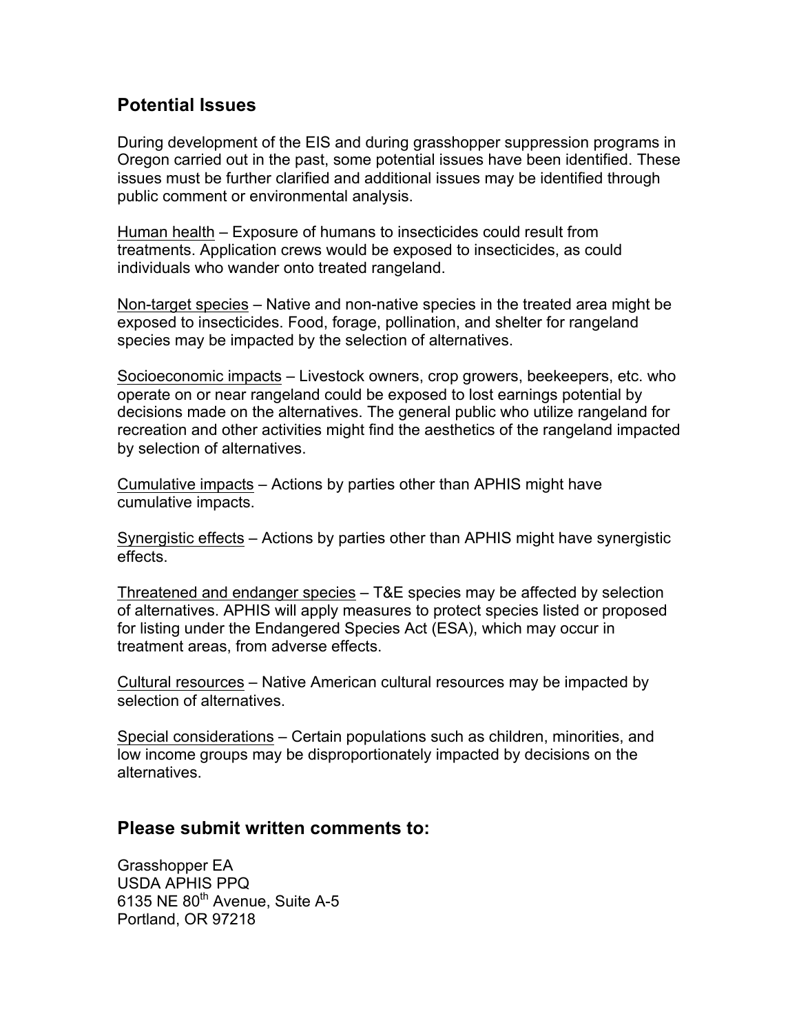## Potential Issues

During development of the EIS and during grasshopper suppression programs in Oregon carried out in the past, some potential issues have been identified. These issues must be further clarified and additional issues may be identified through public comment or environmental analysis.

<u>Human health</u> – Exposure of humans to insecticides could result from treatments. Application crews would be exposed to insecticides, as could individuals who wander onto treated rangeland.

<u>Non-target species</u> – Native and non-native species in the treated area might be exposed to insecticides. Food, forage, pollination, and shelter for rangeland species may be impacted by the selection of alternatives.

<u>Socioeconomic impacts</u> – Livestock owners, crop growers, beekeepers, etc. who operate on or near rangeland could be exposed to lost earnings potential by decisions made on the alternatives. The general public who utilize rangeland for recreation and other activities might find the aesthetics of the rangeland impacted by selection of alternatives.

<u>Cumulative impacts</u> – Actions by parties other than APHIS might have cumulative impacts.

<u>Synergistic effects</u> – Actions by parties other than APHIS might have synergistic effects.

<u>Threatened and endanger species</u> – T&E species may be affected by selection of alternatives. APHIS will apply measures to protect species listed or proposed for listing under the Endangered Species Act (ESA), which may occur in treatment areas, from adverse effects.

<u>Cultural resources</u> – Native American cultural resources may be impacted by selection of alternatives.

<u>Special considerations</u> – Certain populations such as children, minorities, and low income groups may be disproportionately impacted by decisions on the alternatives.

## Please submit written comments to:

Grasshopper EA
USDA APHIS PPQ
6135 NE 80th Avenue, Suite A-5
Portland, OR 97218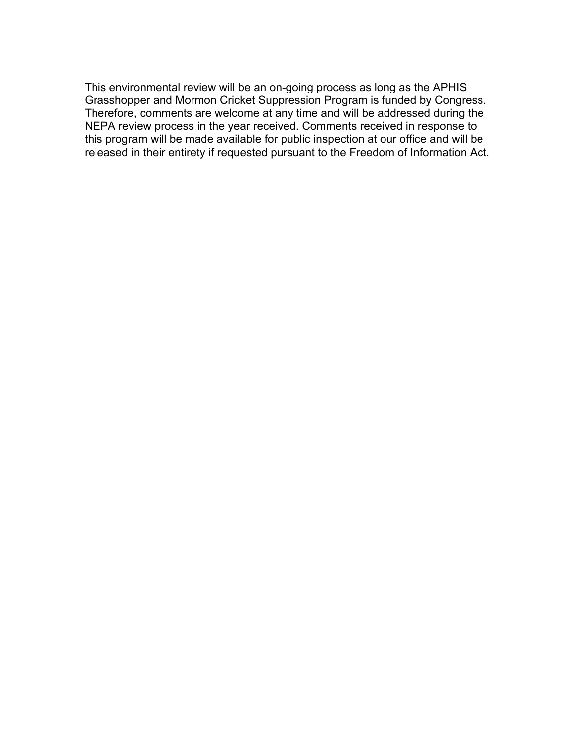This environmental review will be an on-going process as long as the APHIS Grasshopper and Mormon Cricket Suppression Program is funded by Congress. Therefore, <u>comments are welcome at any time and will be addressed during the NEPA review process in the year received</u>. Comments received in response to this program will be made available for public inspection at our office and will be released in their entirety if requested pursuant to the Freedom of Information Act.